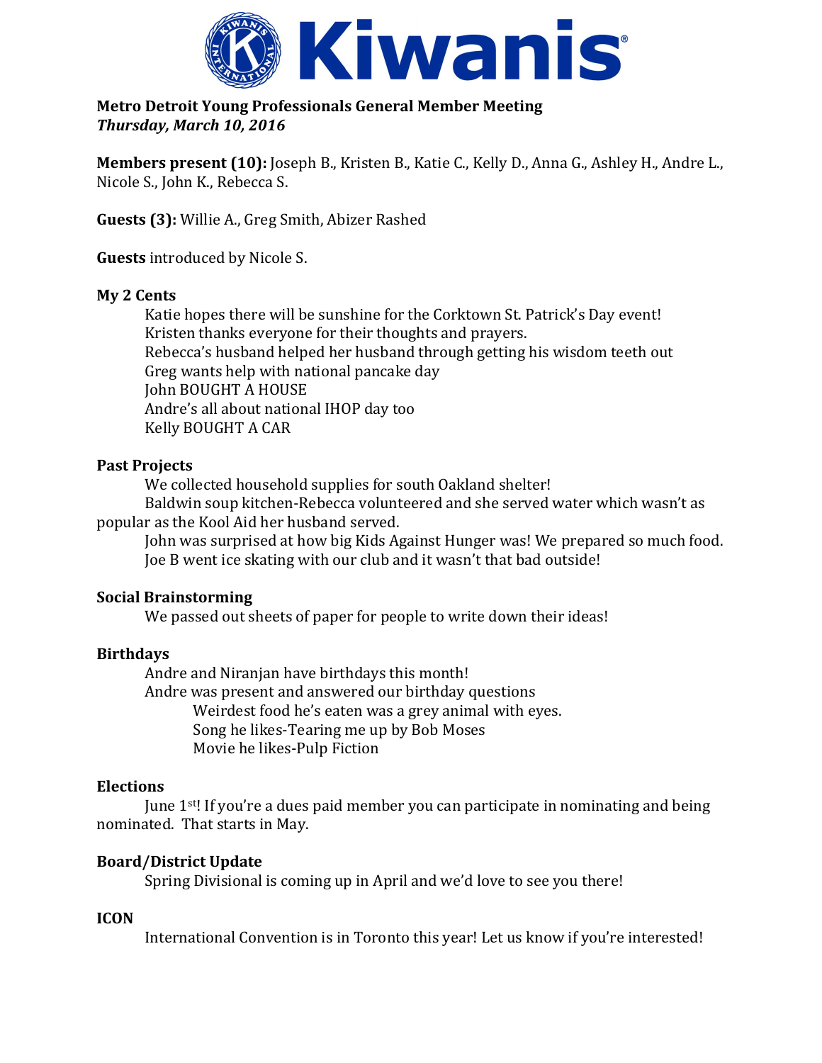# Kiwanis

**Metro Detroit Young Professionals General Member Meeting**
***Thursday, March 10, 2016***

**Members present (10):** Joseph B., Kristen B., Katie C., Kelly D., Anna G., Ashley H., Andre L., Nicole S., John K., Rebecca S.

**Guests (3):** Willie A., Greg Smith, Abizer Rashed

**Guests** introduced by Nicole S.

**My 2 Cents**

Katie hopes there will be sunshine for the Corktown St. Patrick's Day event!
Kristen thanks everyone for their thoughts and prayers.
Rebecca's husband helped her husband through getting his wisdom teeth out
Greg wants help with national pancake day
John BOUGHT A HOUSE
Andre's all about national IHOP day too
Kelly BOUGHT A CAR

**Past Projects**

We collected household supplies for south Oakland shelter!
Baldwin soup kitchen-Rebecca volunteered and she served water which wasn't as popular as the Kool Aid her husband served.
John was surprised at how big Kids Against Hunger was! We prepared so much food.
Joe B went ice skating with our club and it wasn't that bad outside!

**Social Brainstorming**

We passed out sheets of paper for people to write down their ideas!

**Birthdays**

Andre and Niranjan have birthdays this month!
Andre was present and answered our birthday questions

- Weirdest food he's eaten was a grey animal with eyes.
- Song he likes-Tearing me up by Bob Moses
- Movie he likes-Pulp Fiction

**Elections**

June 1st! If you're a dues paid member you can participate in nominating and being nominated. That starts in May.

**Board/District Update**

Spring Divisional is coming up in April and we'd love to see you there!

**ICON**

International Convention is in Toronto this year! Let us know if you're interested!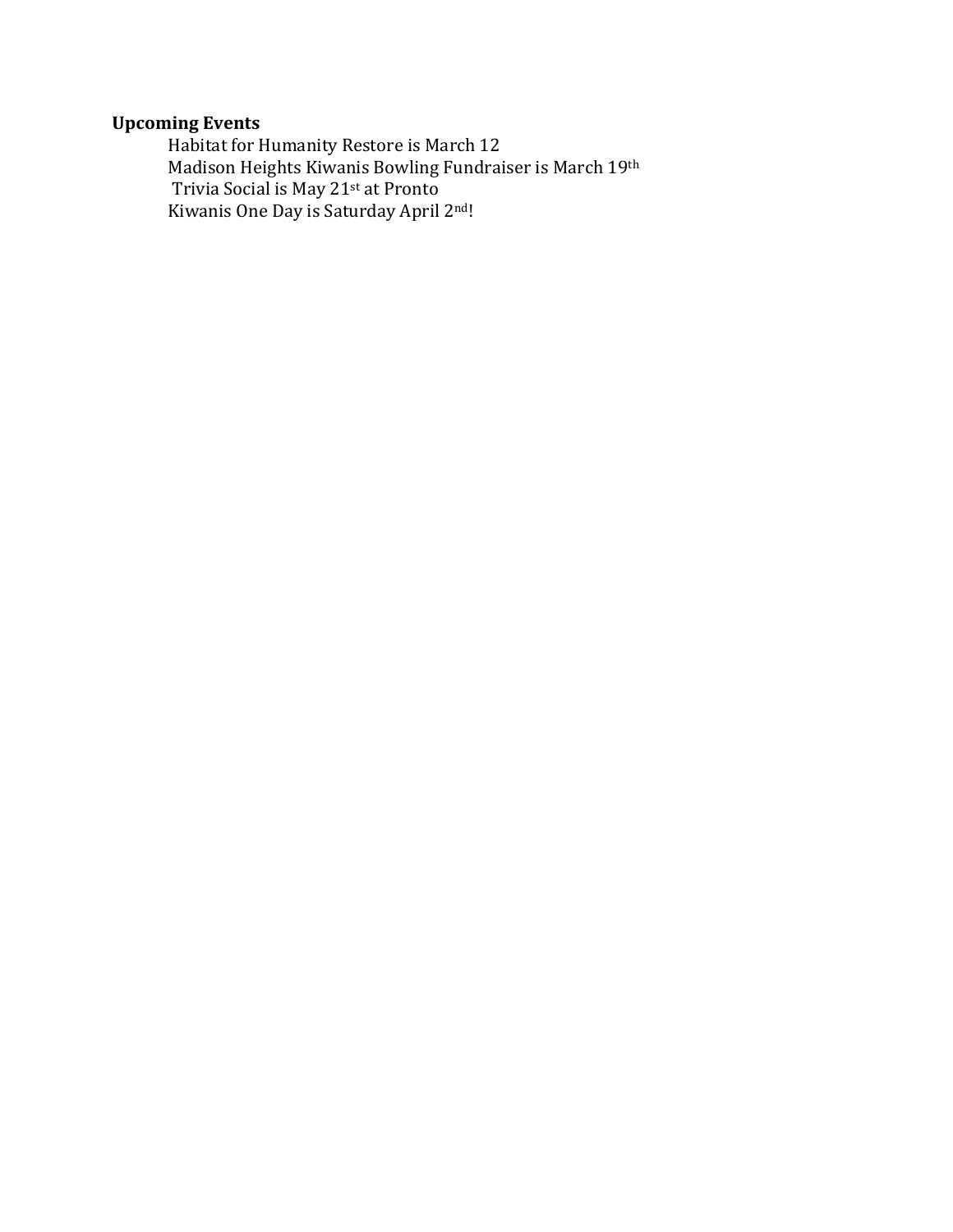**Upcoming Events**

Habitat for Humanity Restore is March 12
Madison Heights Kiwanis Bowling Fundraiser is March 19th
Trivia Social is May 21st at Pronto
Kiwanis One Day is Saturday April 2nd!